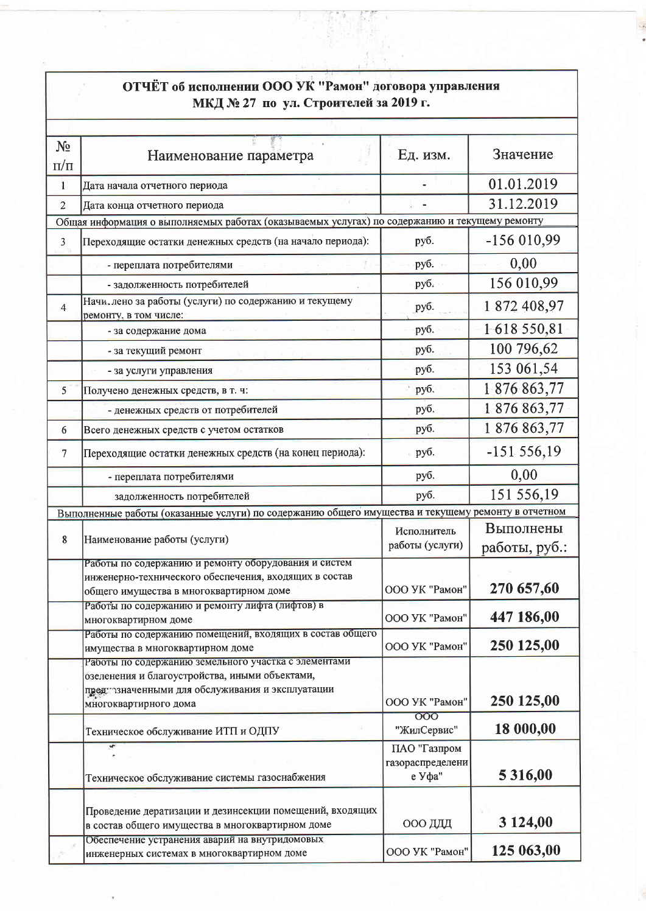## ОТЧЁТ об исполнении ООО УК "Рамон" договора управления МКД № 27 по ул. Строителей за 2019 г.

| № п/п | Наименование параметра | Ед. изм. | Значение |
|---|---|---|---|
| 1 | Дата начала отчетного периода | - | 01.01.2019 |
| 2 | Дата конца отчетного периода | - | 31.12.2019 |
| Общая информация о выполняемых работах (оказываемых услугах) по содержанию и текущему ремонту | | | |
| 3 | Переходящие остатки денежных средств (на начало периода): | руб. | -156 010,99 |
| | - переплата потребителями | руб. | 0,00 |
| | - задолженность потребителей | руб. | 156 010,99 |
| 4 | Начислено за работы (услуги) по содержанию и текущему ремонту, в том числе: | руб. | 1 872 408,97 |
| | - за содержание дома | руб. | 1 618 550,81 |
| | - за текущий ремонт | руб. | 100 796,62 |
| | - за услуги управления | руб. | 153 061,54 |
| 5 | Получено денежных средств, в т. ч: | руб. | 1 876 863,77 |
| | - денежных средств от потребителей | руб. | 1 876 863,77 |
| 6 | Всего денежных средств с учетом остатков | руб. | 1 876 863,77 |
| 7 | Переходящие остатки денежных средств (на конец периода): | руб. | -151 556,19 |
| | - переплата потребителями | руб. | 0,00 |
| | задолженность потребителей | руб. | 151 556,19 |
| Выполненные работы (оказанные услуги) по содержанию общего имущества и текущему ремонту в отчетном | | | |
| 8 | Наименование работы (услуги) | Исполнитель работы (услуги) | Выполнены работы, руб.: |
| | Работы по содержанию и ремонту оборудования и систем инженерно-технического обеспечения, входящих в состав общего имущества в многоквартирном доме | ООО УК "Рамон" | **270 657,60** |
| | Работы по содержанию и ремонту лифта (лифтов) в многоквартирном доме | ООО УК "Рамон" | **447 186,00** |
| | Работы по содержанию помещений, входящих в состав общего имущества в многоквартирном доме | ООО УК "Рамон" | **250 125,00** |
| | Работы по содержанию земельного участка с элементами озеленения и благоустройства, иными объектами, предназначенными для обслуживания и эксплуатации многоквартирного дома | ООО УК "Рамон" | **250 125,00** |
| | Техническое обслуживание ИТП и ОДПУ | ООО "ЖилСервис" | **18 000,00** |
| | Техническое обслуживание системы газоснабжения | ПАО "Газпром газораспределение Уфа" | **5 316,00** |
| | Проведение дератизации и дезинсекции помещений, входящих в состав общего имущества в многоквартирном доме | ООО ДДД | **3 124,00** |
| | Обеспечение устранения аварий на внутридомовых инженерных системах в многоквартирном доме | ООО УК "Рамон" | **125 063,00** |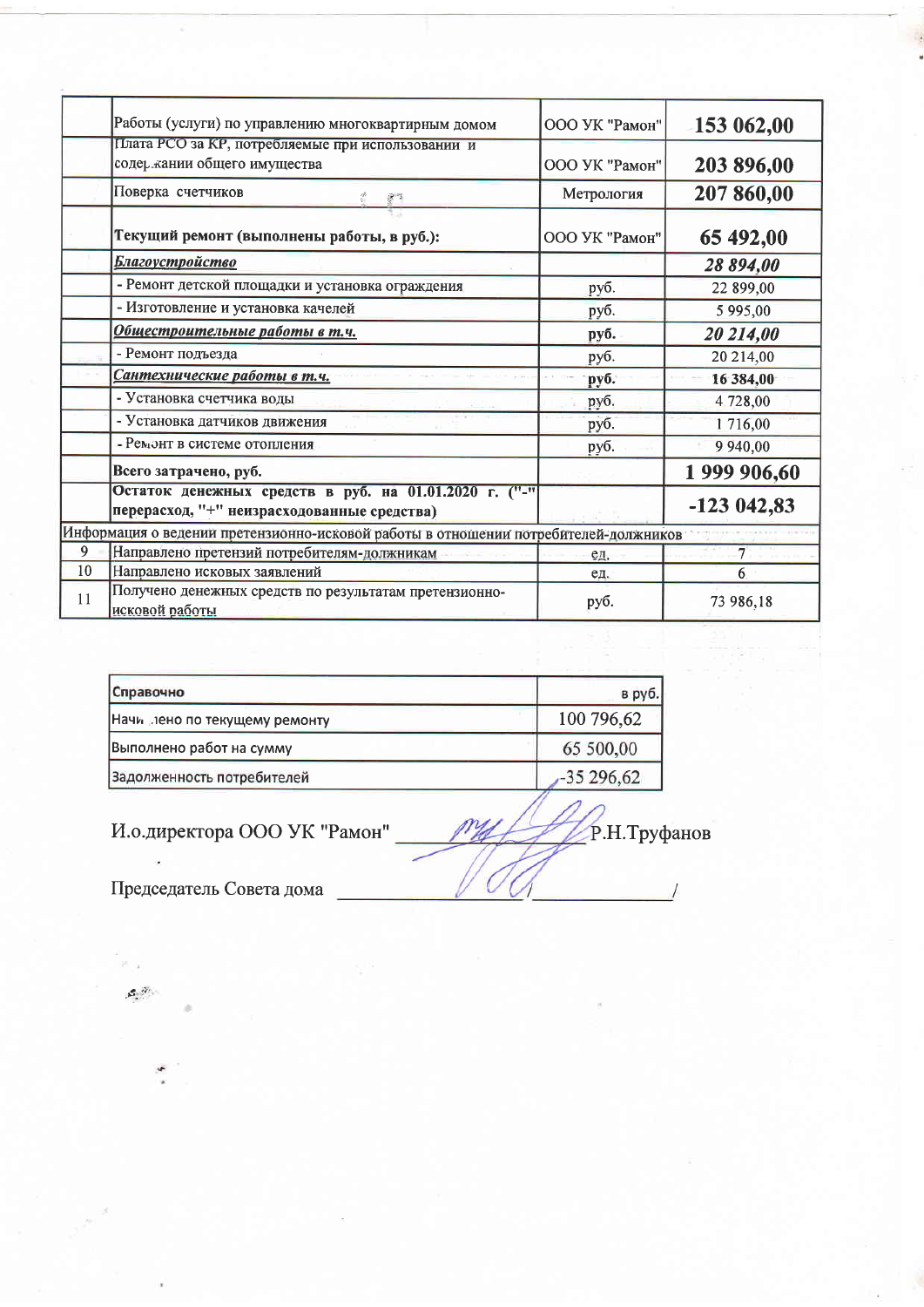| | | | |
|---|---|---|---|
| | Работы (услуги) по управлению многоквартирным домом | ООО УК "Рамон" | **153 062,00** |
| | Плата РСО за КР, потребляемые при использовании и содержании общего имущества | ООО УК "Рамон" | **203 896,00** |
| | Поверка счетчиков | Метрология | **207 860,00** |
| | **Текущий ремонт (выполнены работы, в руб.):** | ООО УК "Рамон" | **65 492,00** |
| | ***Благоустройство*** | | ***28 894,00*** |
| | - Ремонт детской площадки и установка ограждения | руб. | 22 899,00 |
| | - Изготовление и установка качелей | руб. | 5 995,00 |
| | ***Общестроительные работы в т.ч.*** | **руб.** | ***20 214,00*** |
| | - Ремонт подъезда | руб. | 20 214,00 |
| | ***Сантехнические работы в т.ч.*** | **руб.** | **16 384,00** |
| | - Установка счетчика воды | руб. | 4 728,00 |
| | - Установка датчиков движения | руб. | 1 716,00 |
| | - Ремонт в системе отопления | руб. | 9 940,00 |
| | **Всего затрачено, руб.** | | **1 999 906,60** |
| | **Остаток денежных средств в руб. на 01.01.2020 г. ("-" перерасход, "+" неизрасходованные средства)** | | **-123 042,83** |
| Информация о ведении претензионно-исковой работы в отношении потребителей-должников | | | |
| 9 | Направлено претензий потребителям-должникам | ед. | 7 |
| 10 | Направлено исковых заявлений | ед. | 6 |
| 11 | Получено денежных средств по результатам претензионно-исковой работы | руб. | 73 986,18 |

| **Справочно** | в руб. |
|---|---|
| Начислено по текущему ремонту | 100 796,62 |
| Выполнено работ на сумму | 65 500,00 |
| Задолженность потребителей | -35 296,62 |

И.о.директора ООО УК "Рамон" _______________ Р.Н.Труфанов

Председатель Совета дома _______________/_______________/